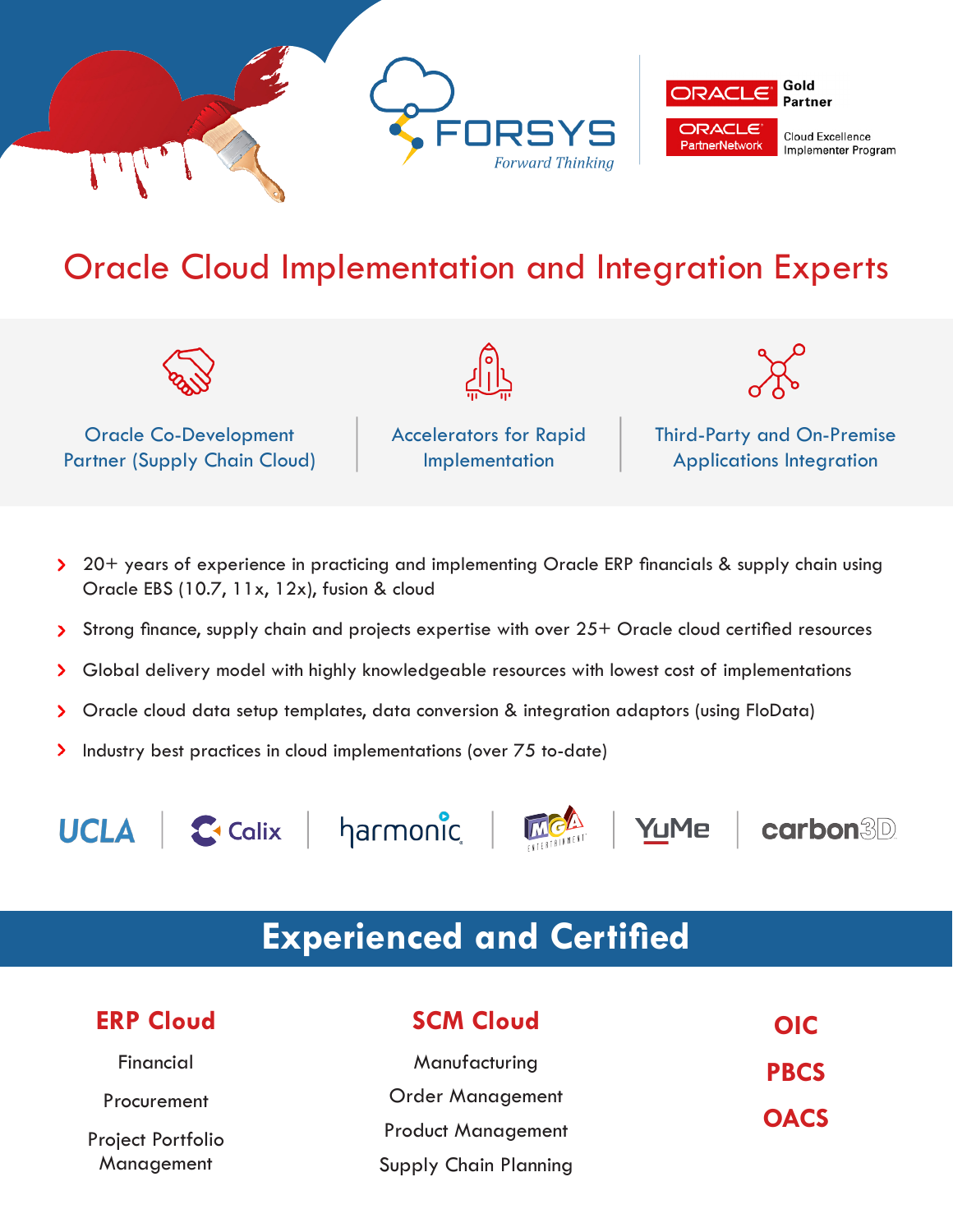FORSYS

*Forward Thinking*

ORACLE Gold Partner

ORACLE PartnerNetwork — Cloud Excellence Implementer Program

# Oracle Cloud Implementation and Integration Experts

- Oracle Co-Development Partner (Supply Chain Cloud)
- Accelerators for Rapid Implementation
- Third-Party and On-Premise Applications Integration

- 20+ years of experience in practicing and implementing Oracle ERP financials & supply chain using Oracle EBS (10.7, 11x, 12x), fusion & cloud
- Strong finance, supply chain and projects expertise with over 25+ Oracle cloud certified resources
- Global delivery model with highly knowledgeable resources with lowest cost of implementations
- Oracle cloud data setup templates, data conversion & integration adaptors (using FloData)
- Industry best practices in cloud implementations (over 75 to-date)

UCLA | Calix | harmonic | MGA Entertainment | YuMe | carbon3D

## Experienced and Certified

### ERP Cloud

Financial

Procurement

Project Portfolio Management

### SCM Cloud

Manufacturing

Order Management

Product Management

Supply Chain Planning

### OIC

### PBCS

### OACS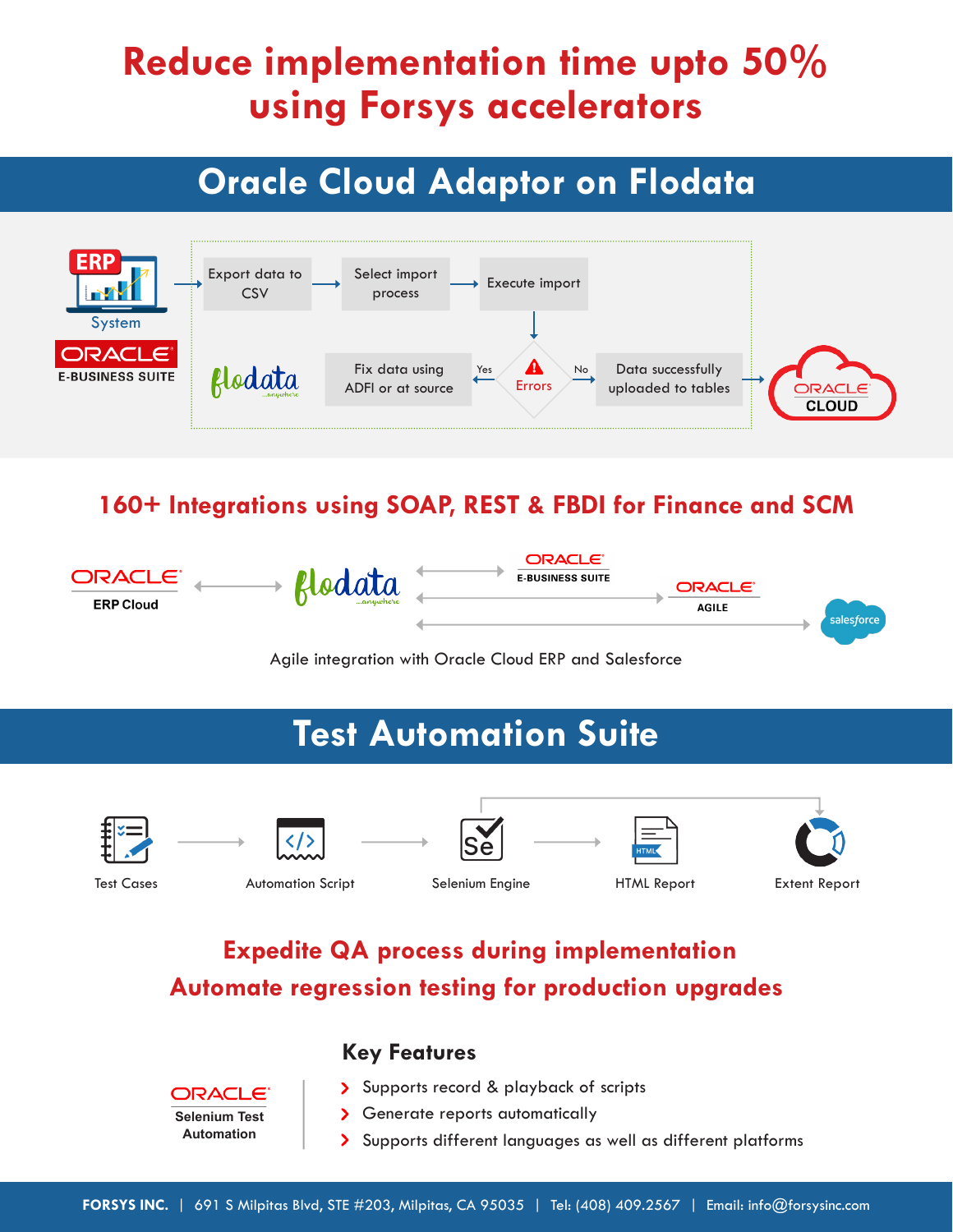# Reduce implementation time upto 50% using Forsys accelerators

## Oracle Cloud Adaptor on Flodata

ERP System

ORACLE E-BUSINESS SUITE

Export data to CSV

Select import process

Execute import

Errors

Yes

No

Fix data using ADFI or at source

Data successfully uploaded to tables

flodata ...anywhere

ORACLE CLOUD

### 160+ Integrations using SOAP, REST & FBDI for Finance and SCM

ORACLE ERP Cloud

flodata ...anywhere

ORACLE E-BUSINESS SUITE

ORACLE AGILE

salesforce

Agile integration with Oracle Cloud ERP and Salesforce

## Test Automation Suite

Test Cases

Automation Script

Selenium Engine

HTML Report

Extent Report

### Expedite QA process during implementation

### Automate regression testing for production upgrades

ORACLE Selenium Test Automation

### Key Features

- Supports record & playback of scripts
- Generate reports automatically
- Supports different languages as well as different platforms

**FORSYS INC.** | 691 S Milpitas Blvd, STE #203, Milpitas, CA 95035 | Tel: (408) 409.2567 | Email: info@forsysinc.com